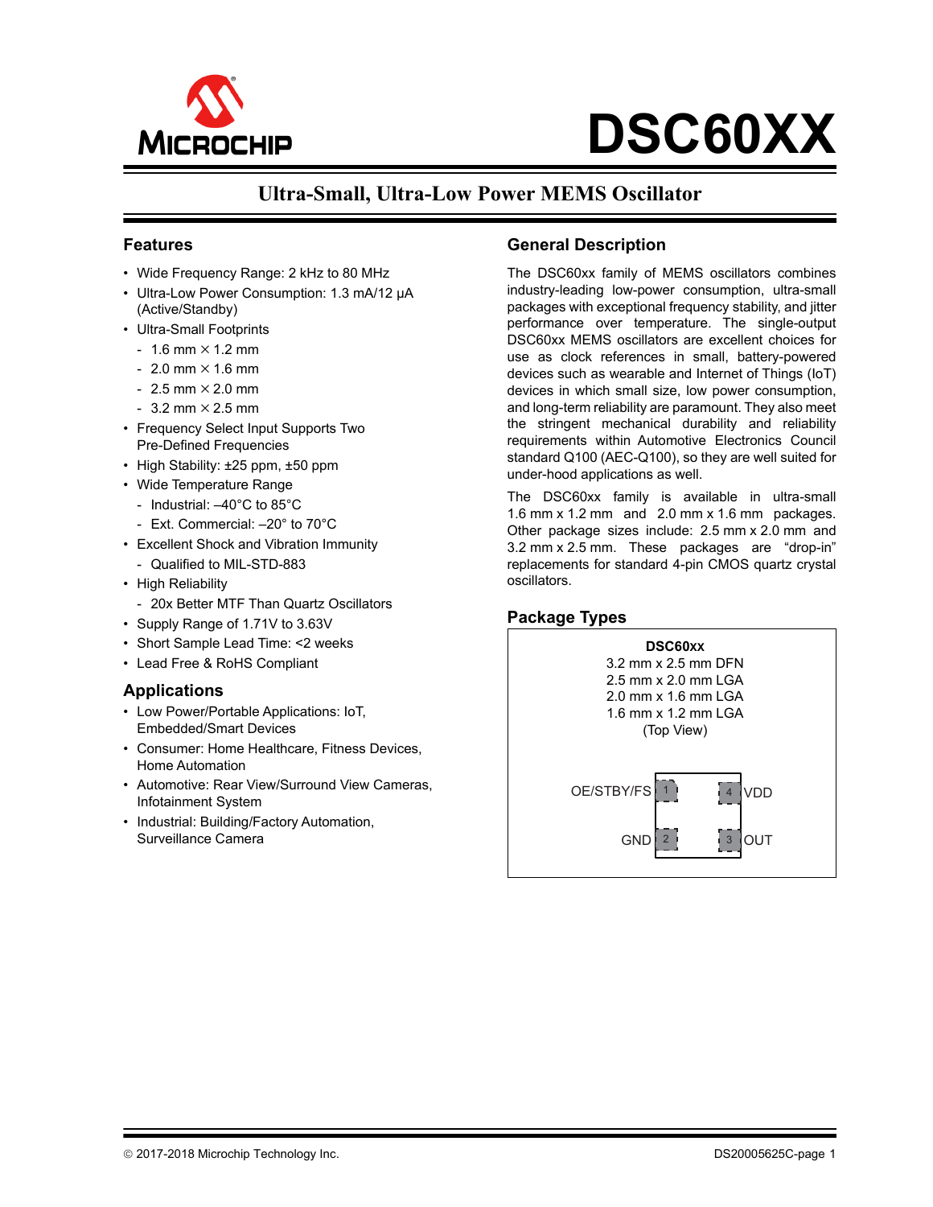# DSC60XX

## Ultra-Small, Ultra-Low Power MEMS Oscillator

### Features

- Wide Frequency Range: 2 kHz to 80 MHz
- Ultra-Low Power Consumption: 1.3 mA/12 µA (Active/Standby)
- Ultra-Small Footprints
  - 1.6 mm × 1.2 mm
  - 2.0 mm × 1.6 mm
  - 2.5 mm × 2.0 mm
  - 3.2 mm × 2.5 mm
- Frequency Select Input Supports Two Pre-Defined Frequencies
- High Stability: ±25 ppm, ±50 ppm
- Wide Temperature Range
  - Industrial: –40°C to 85°C
  - Ext. Commercial: –20° to 70°C
- Excellent Shock and Vibration Immunity
  - Qualified to MIL-STD-883
- High Reliability
  - 20x Better MTF Than Quartz Oscillators
- Supply Range of 1.71V to 3.63V
- Short Sample Lead Time: <2 weeks
- Lead Free & RoHS Compliant

### Applications

- Low Power/Portable Applications: IoT, Embedded/Smart Devices
- Consumer: Home Healthcare, Fitness Devices, Home Automation
- Automotive: Rear View/Surround View Cameras, Infotainment System
- Industrial: Building/Factory Automation, Surveillance Camera

### General Description

The DSC60xx family of MEMS oscillators combines industry-leading low-power consumption, ultra-small packages with exceptional frequency stability, and jitter performance over temperature. The single-output DSC60xx MEMS oscillators are excellent choices for use as clock references in small, battery-powered devices such as wearable and Internet of Things (IoT) devices in which small size, low power consumption, and long-term reliability are paramount. They also meet the stringent mechanical durability and reliability requirements within Automotive Electronics Council standard Q100 (AEC-Q100), so they are well suited for under-hood applications as well.

The DSC60xx family is available in ultra-small 1.6 mm x 1.2 mm and 2.0 mm x 1.6 mm packages. Other package sizes include: 2.5 mm x 2.0 mm and 3.2 mm x 2.5 mm. These packages are “drop-in” replacements for standard 4-pin CMOS quartz crystal oscillators.

### Package Types

**DSC60xx**
3.2 mm x 2.5 mm DFN
2.5 mm x 2.0 mm LGA
2.0 mm x 1.6 mm LGA
1.6 mm x 1.2 mm LGA
(Top View)

| Pin | Name | Pin | Name |
|---|---|---|---|
| 1 | OE/STBY/FS | 4 | VDD |
| 2 | GND | 3 | OUT |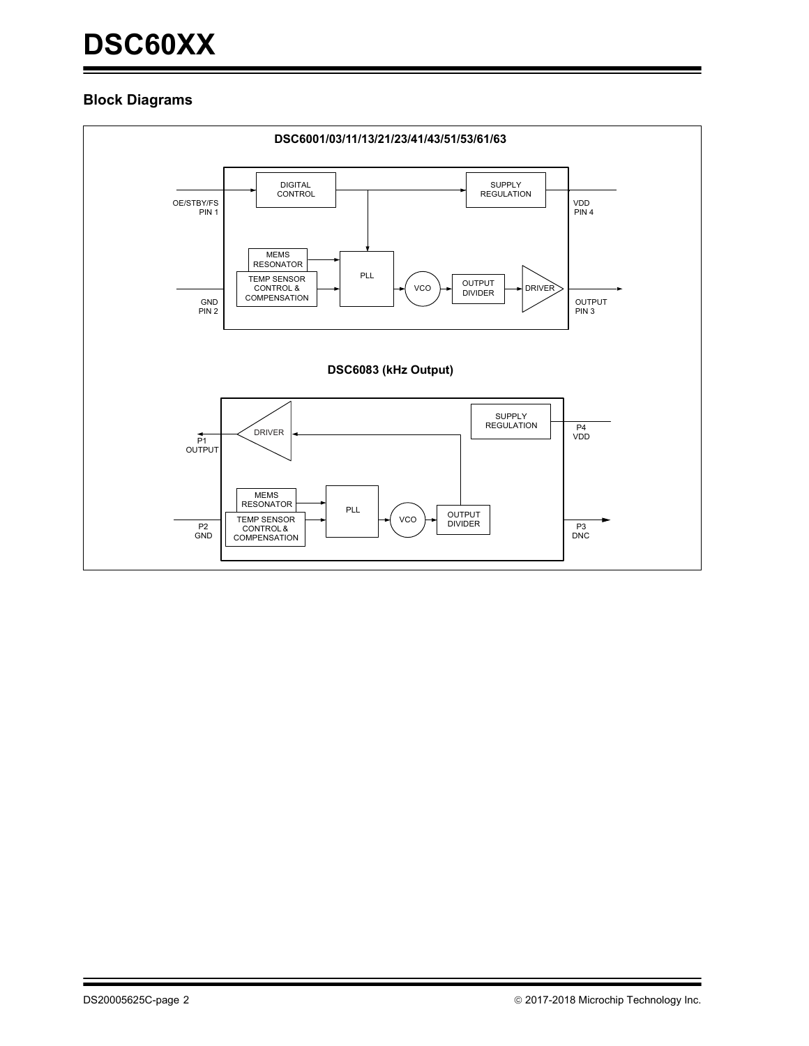## Block Diagrams

**DSC6001/03/11/13/21/23/41/43/51/53/61/63**

OE/STBY/FS PIN 1 → DIGITAL CONTROL → SUPPLY REGULATION — VDD PIN 4

DIGITAL CONTROL → PLL

MEMS RESONATOR → PLL

TEMP SENSOR CONTROL & COMPENSATION → PLL

GND PIN 2

PLL → VCO → OUTPUT DIVIDER → DRIVER → OUTPUT PIN 3

**DSC6083 (kHz Output)**

SUPPLY REGULATION — P4 VDD

DRIVER → P1 OUTPUT

MEMS RESONATOR → PLL

TEMP SENSOR CONTROL & COMPENSATION → PLL

P2 GND

PLL → VCO → OUTPUT DIVIDER → DRIVER

P3 DNC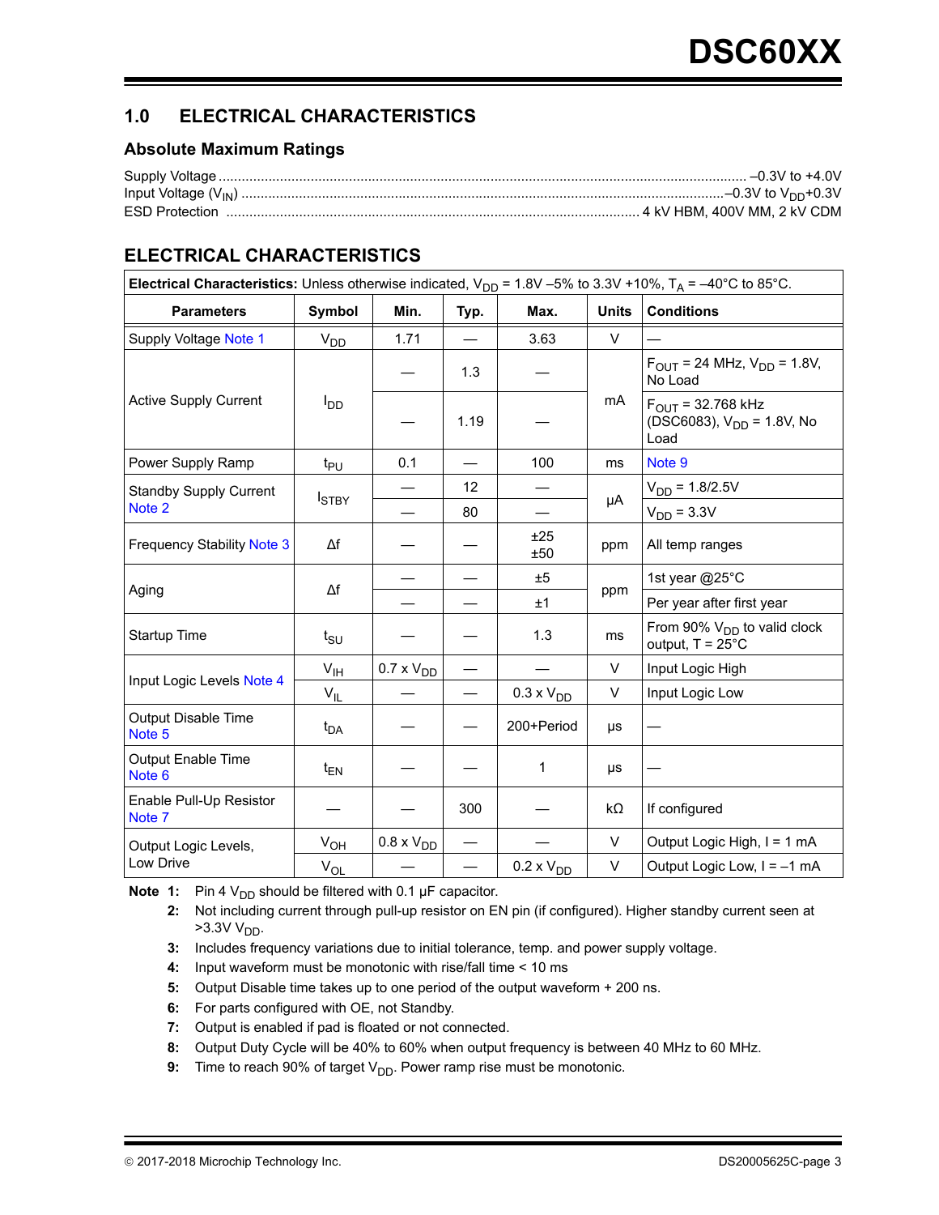## 1.0 ELECTRICAL CHARACTERISTICS

### Absolute Maximum Ratings

Supply Voltage ........................................................ –0.3V to +4.0V
Input Voltage ($V_{IN}$) ........................................................ –0.3V to $V_{DD}$+0.3V
ESD Protection ........................................................ 4 kV HBM, 400V MM, 2 kV CDM

## ELECTRICAL CHARACTERISTICS

**Electrical Characteristics:** Unless otherwise indicated, $V_{DD}$ = 1.8V –5% to 3.3V +10%, $T_A$ = –40°C to 85°C.

| Parameters | Symbol | Min. | Typ. | Max. | Units | Conditions |
|---|---|---|---|---|---|---|
| Supply Voltage Note 1 | $V_{DD}$ | 1.71 | — | 3.63 | V | — |
| Active Supply Current | $I_{DD}$ | — | 1.3 | — | mA | $F_{OUT}$ = 24 MHz, $V_{DD}$ = 1.8V, No Load |
| | | — | 1.19 | — | | $F_{OUT}$ = 32.768 kHz (DSC6083), $V_{DD}$ = 1.8V, No Load |
| Power Supply Ramp | $t_{PU}$ | 0.1 | — | 100 | ms | Note 9 |
| Standby Supply Current Note 2 | $I_{STBY}$ | — | 12 | — | µA | $V_{DD}$ = 1.8/2.5V |
| | | — | 80 | — | | $V_{DD}$ = 3.3V |
| Frequency Stability Note 3 | Δf | — | — | ±25<br>±50 | ppm | All temp ranges |
| Aging | Δf | — | — | ±5 | ppm | 1st year @25°C |
| | | — | — | ±1 | | Per year after first year |
| Startup Time | $t_{SU}$ | — | — | 1.3 | ms | From 90% $V_{DD}$ to valid clock output, T = 25°C |
| Input Logic Levels Note 4 | $V_{IH}$ | 0.7 x $V_{DD}$ | — | — | V | Input Logic High |
| | $V_{IL}$ | — | — | 0.3 x $V_{DD}$ | V | Input Logic Low |
| Output Disable Time Note 5 | $t_{DA}$ | — | — | 200+Period | µs | — |
| Output Enable Time Note 6 | $t_{EN}$ | — | — | 1 | µs | — |
| Enable Pull-Up Resistor Note 7 | — | — | 300 | — | kΩ | If configured |
| Output Logic Levels, Low Drive | $V_{OH}$ | 0.8 x $V_{DD}$ | — | — | V | Output Logic High, I = 1 mA |
| | $V_{OL}$ | — | — | 0.2 x $V_{DD}$ | V | Output Logic Low, I = –1 mA |

**Note 1:** Pin 4 $V_{DD}$ should be filtered with 0.1 µF capacitor.
**2:** Not including current through pull-up resistor on EN pin (if configured). Higher standby current seen at >3.3V $V_{DD}$.
**3:** Includes frequency variations due to initial tolerance, temp. and power supply voltage.
**4:** Input waveform must be monotonic with rise/fall time < 10 ms
**5:** Output Disable time takes up to one period of the output waveform + 200 ns.
**6:** For parts configured with OE, not Standby.
**7:** Output is enabled if pad is floated or not connected.
**8:** Output Duty Cycle will be 40% to 60% when output frequency is between 40 MHz to 60 MHz.
**9:** Time to reach 90% of target $V_{DD}$. Power ramp rise must be monotonic.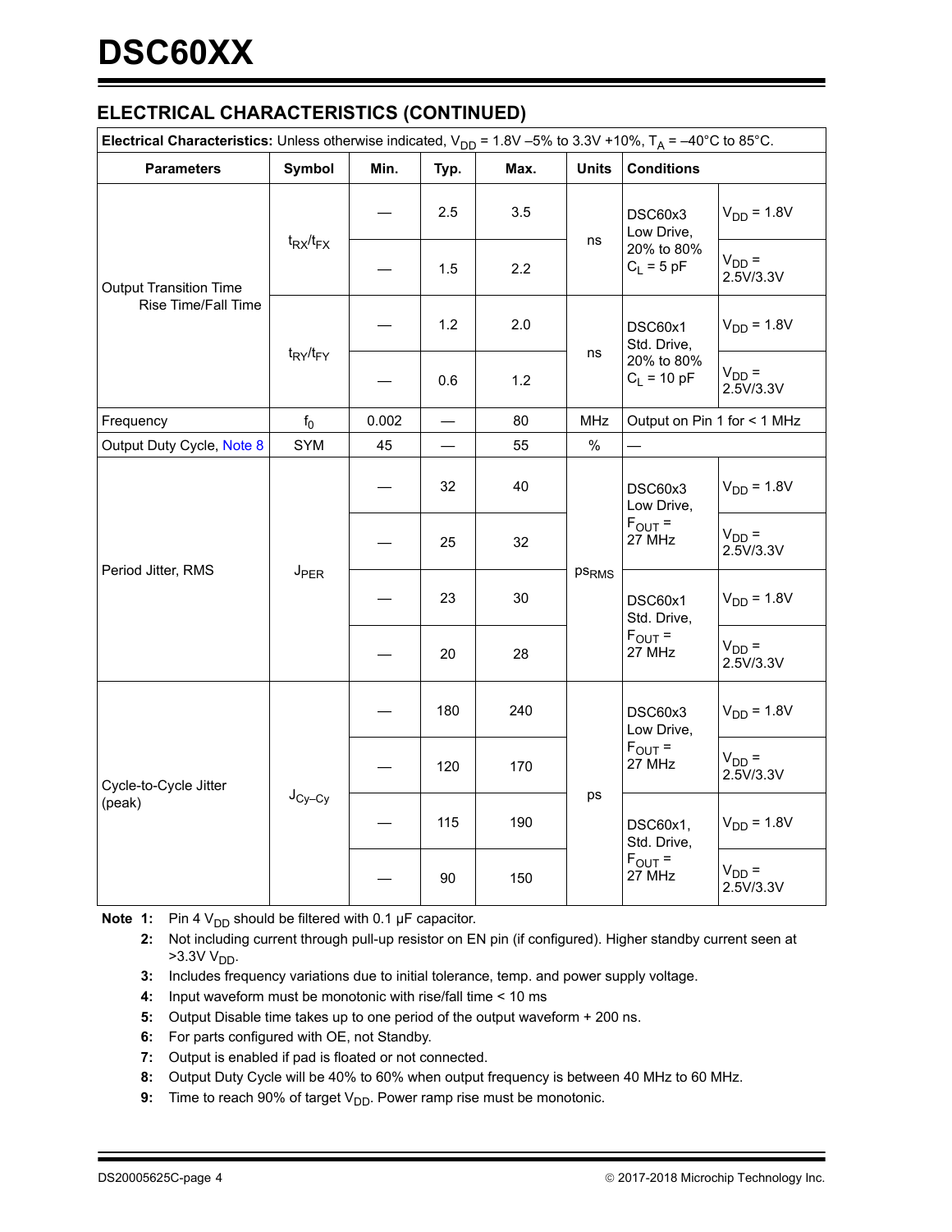## ELECTRICAL CHARACTERISTICS (CONTINUED)

| **Electrical Characteristics:** Unless otherwise indicated, $V_{DD}$ = 1.8V –5% to 3.3V +10%, $T_A$ = –40°C to 85°C. | | | | | | | |
|---|---|---|---|---|---|---|---|
| **Parameters** | **Symbol** | **Min.** | **Typ.** | **Max.** | **Units** | **Conditions** | |
| Output Transition Time Rise Time/Fall Time | $t_{RX}/t_{FX}$ | — | 2.5 | 3.5 | ns | DSC60x3 Low Drive, 20% to 80% $C_L$ = 5 pF | $V_{DD}$ = 1.8V |
| | | — | 1.5 | 2.2 | | | $V_{DD}$ = 2.5V/3.3V |
| | $t_{RY}/t_{FY}$ | — | 1.2 | 2.0 | ns | DSC60x1 Std. Drive, 20% to 80% $C_L$ = 10 pF | $V_{DD}$ = 1.8V |
| | | — | 0.6 | 1.2 | | | $V_{DD}$ = 2.5V/3.3V |
| Frequency | $f_0$ | 0.002 | — | 80 | MHz | Output on Pin 1 for < 1 MHz | |
| Output Duty Cycle, Note 8 | SYM | 45 | — | 55 | % | — | |
| Period Jitter, RMS | $J_{PER}$ | — | 32 | 40 | $ps_{RMS}$ | DSC60x3 Low Drive, $F_{OUT}$ = 27 MHz | $V_{DD}$ = 1.8V |
| | | — | 25 | 32 | | | $V_{DD}$ = 2.5V/3.3V |
| | | — | 23 | 30 | | DSC60x1 Std. Drive, $F_{OUT}$ = 27 MHz | $V_{DD}$ = 1.8V |
| | | — | 20 | 28 | | | $V_{DD}$ = 2.5V/3.3V |
| Cycle-to-Cycle Jitter (peak) | $J_{Cy-Cy}$ | — | 180 | 240 | ps | DSC60x3 Low Drive, $F_{OUT}$ = 27 MHz | $V_{DD}$ = 1.8V |
| | | — | 120 | 170 | | | $V_{DD}$ = 2.5V/3.3V |
| | | — | 115 | 190 | | DSC60x1, Std. Drive, $F_{OUT}$ = 27 MHz | $V_{DD}$ = 1.8V |
| | | — | 90 | 150 | | | $V_{DD}$ = 2.5V/3.3V |

**Note 1:** Pin 4 $V_{DD}$ should be filtered with 0.1 µF capacitor.

**2:** Not including current through pull-up resistor on EN pin (if configured). Higher standby current seen at >3.3V $V_{DD}$.

**3:** Includes frequency variations due to initial tolerance, temp. and power supply voltage.

**4:** Input waveform must be monotonic with rise/fall time < 10 ms

**5:** Output Disable time takes up to one period of the output waveform + 200 ns.

**6:** For parts configured with OE, not Standby.

**7:** Output is enabled if pad is floated or not connected.

**8:** Output Duty Cycle will be 40% to 60% when output frequency is between 40 MHz to 60 MHz.

**9:** Time to reach 90% of target $V_{DD}$. Power ramp rise must be monotonic.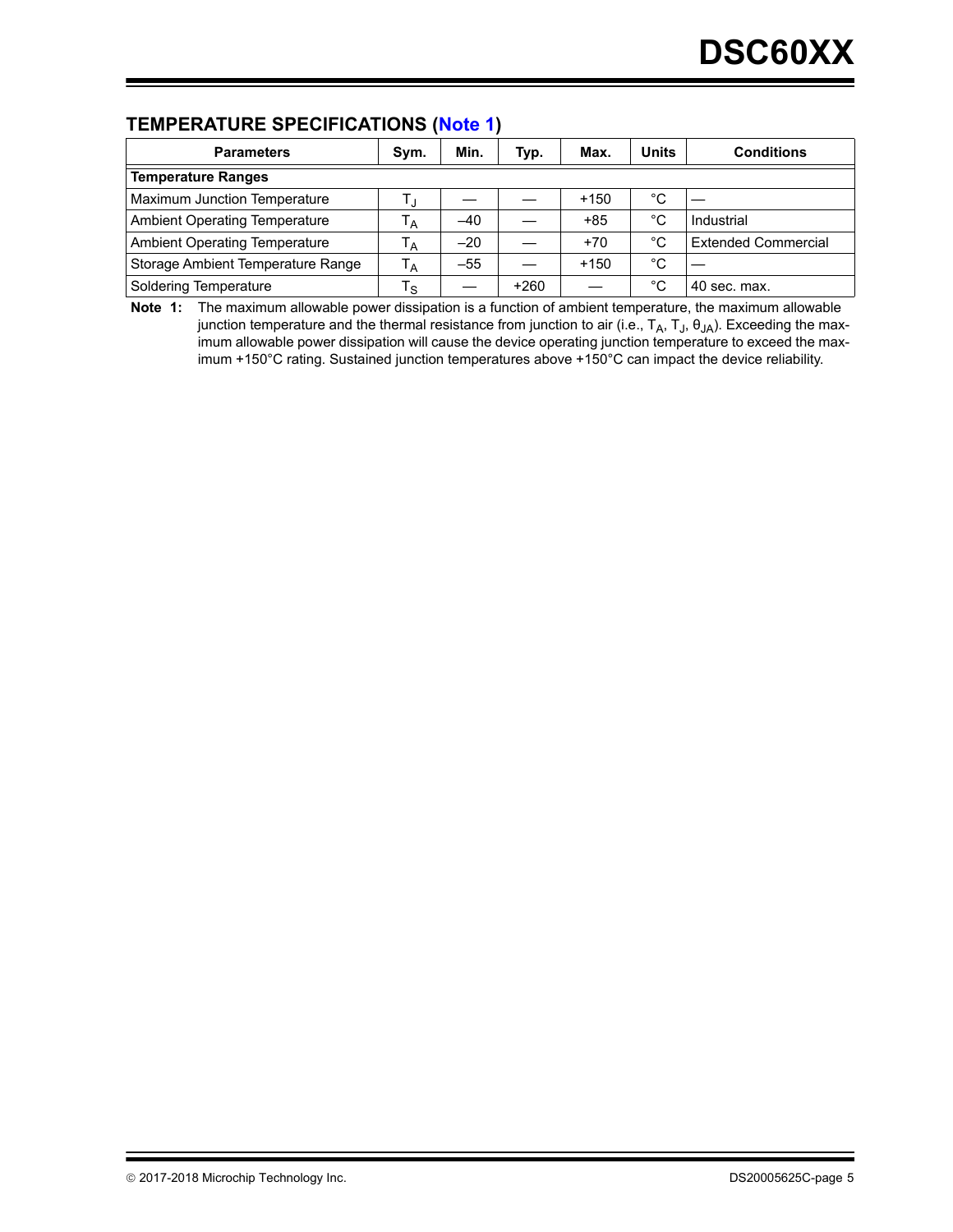## TEMPERATURE SPECIFICATIONS (Note 1)

| Parameters | Sym. | Min. | Typ. | Max. | Units | Conditions |
|---|---|---|---|---|---|---|
| **Temperature Ranges** | | | | | | |
| Maximum Junction Temperature | $T_J$ | — | — | +150 | °C | — |
| Ambient Operating Temperature | $T_A$ | –40 | — | +85 | °C | Industrial |
| Ambient Operating Temperature | $T_A$ | –20 | — | +70 | °C | Extended Commercial |
| Storage Ambient Temperature Range | $T_A$ | –55 | — | +150 | °C | — |
| Soldering Temperature | $T_S$ | — | +260 | — | °C | 40 sec. max. |

**Note 1:** The maximum allowable power dissipation is a function of ambient temperature, the maximum allowable junction temperature and the thermal resistance from junction to air (i.e., $T_A$, $T_J$, $\theta_{JA}$). Exceeding the maximum allowable power dissipation will cause the device operating junction temperature to exceed the maximum +150°C rating. Sustained junction temperatures above +150°C can impact the device reliability.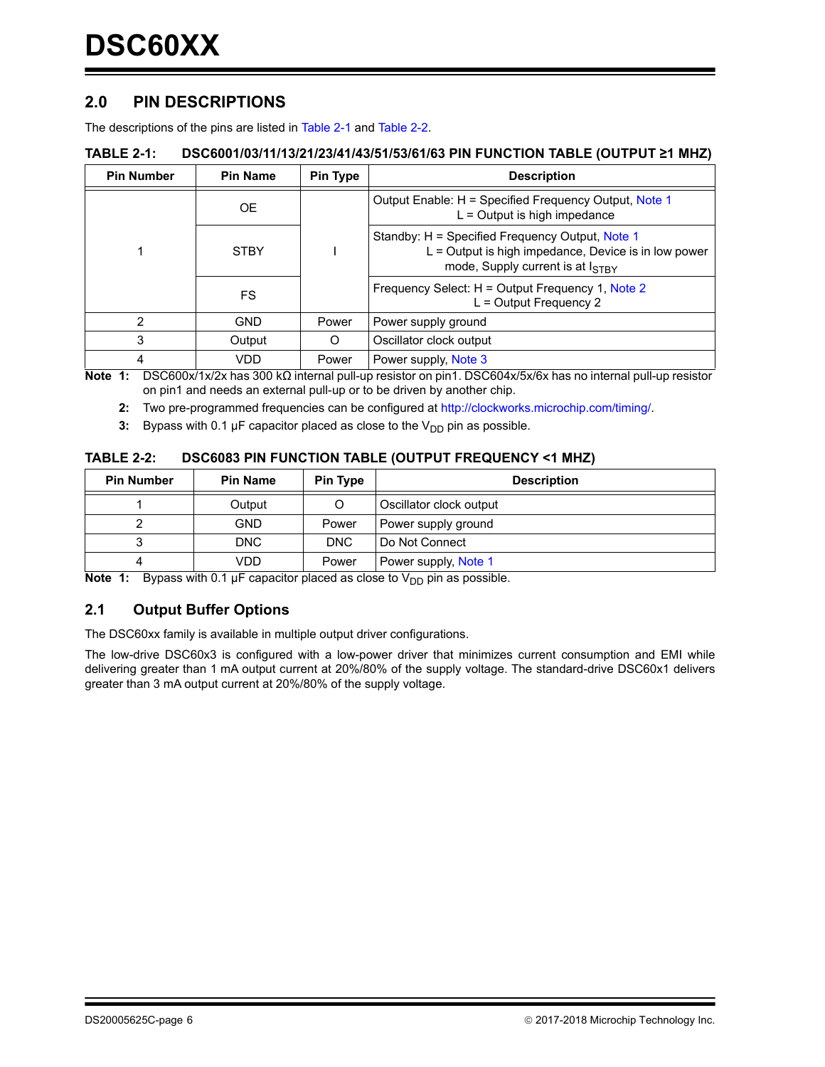## 2.0 PIN DESCRIPTIONS

The descriptions of the pins are listed in Table 2-1 and Table 2-2.

**TABLE 2-1: DSC6001/03/11/13/21/23/41/43/51/53/61/63 PIN FUNCTION TABLE (OUTPUT ≥1 MHZ)**

| Pin Number | Pin Name | Pin Type | Description |
|---|---|---|---|
| 1 | OE | I | Output Enable: H = Specified Frequency Output, Note 1<br>L = Output is high impedance |
| | STBY | | Standby: H = Specified Frequency Output, Note 1<br>L = Output is high impedance, Device is in low power mode, Supply current is at $I_{STBY}$ |
| | FS | | Frequency Select: H = Output Frequency 1, Note 2<br>L = Output Frequency 2 |
| 2 | GND | Power | Power supply ground |
| 3 | Output | O | Oscillator clock output |
| 4 | VDD | Power | Power supply, Note 3 |

**Note 1:** DSC600x/1x/2x has 300 kΩ internal pull-up resistor on pin1. DSC604x/5x/6x has no internal pull-up resistor on pin1 and needs an external pull-up or to be driven by another chip.

**2:** Two pre-programmed frequencies can be configured at http://clockworks.microchip.com/timing/.

**3:** Bypass with 0.1 µF capacitor placed as close to the $V_{DD}$ pin as possible.

**TABLE 2-2: DSC6083 PIN FUNCTION TABLE (OUTPUT FREQUENCY <1 MHZ)**

| Pin Number | Pin Name | Pin Type | Description |
|---|---|---|---|
| 1 | Output | O | Oscillator clock output |
| 2 | GND | Power | Power supply ground |
| 3 | DNC | DNC | Do Not Connect |
| 4 | VDD | Power | Power supply, Note 1 |

**Note 1:** Bypass with 0.1 µF capacitor placed as close to $V_{DD}$ pin as possible.

### 2.1 Output Buffer Options

The DSC60xx family is available in multiple output driver configurations.

The low-drive DSC60x3 is configured with a low-power driver that minimizes current consumption and EMI while delivering greater than 1 mA output current at 20%/80% of the supply voltage. The standard-drive DSC60x1 delivers greater than 3 mA output current at 20%/80% of the supply voltage.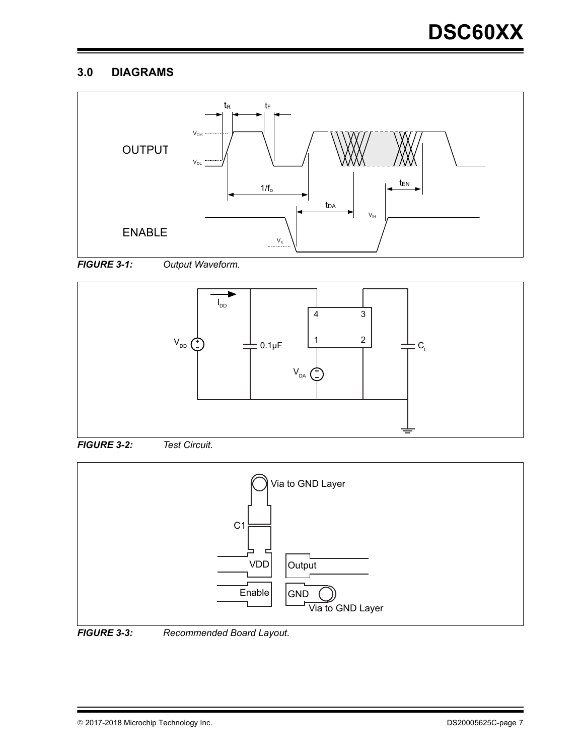## 3.0 DIAGRAMS

*FIGURE 3-1: Output Waveform.*

*FIGURE 3-2: Test Circuit.*

*FIGURE 3-3: Recommended Board Layout.*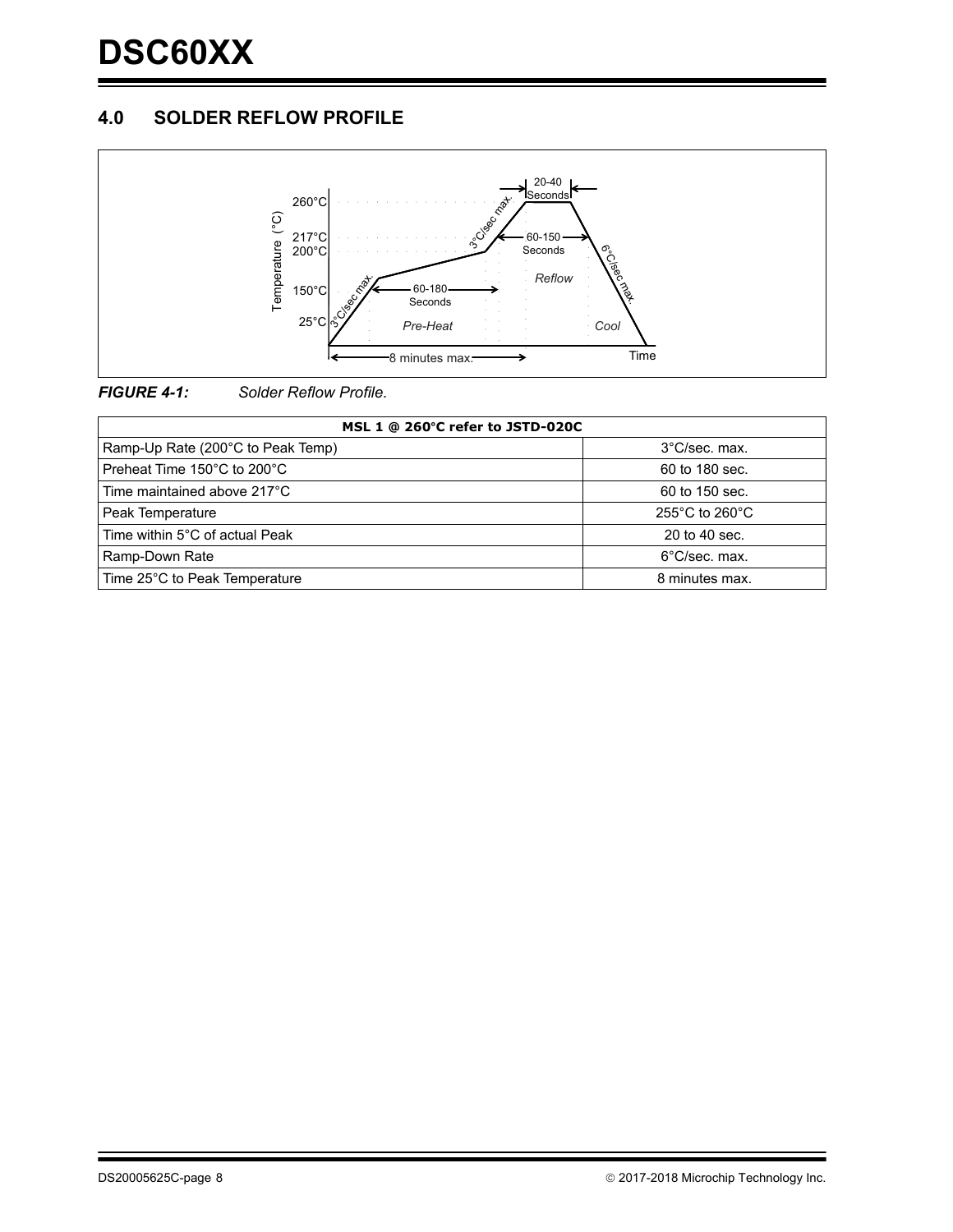## 4.0 SOLDER REFLOW PROFILE

*FIGURE 4-1: Solder Reflow Profile.*

| MSL 1 @ 260°C refer to JSTD-020C | |
|---|---|
| Ramp-Up Rate (200°C to Peak Temp) | 3°C/sec. max. |
| Preheat Time 150°C to 200°C | 60 to 180 sec. |
| Time maintained above 217°C | 60 to 150 sec. |
| Peak Temperature | 255°C to 260°C |
| Time within 5°C of actual Peak | 20 to 40 sec. |
| Ramp-Down Rate | 6°C/sec. max. |
| Time 25°C to Peak Temperature | 8 minutes max. |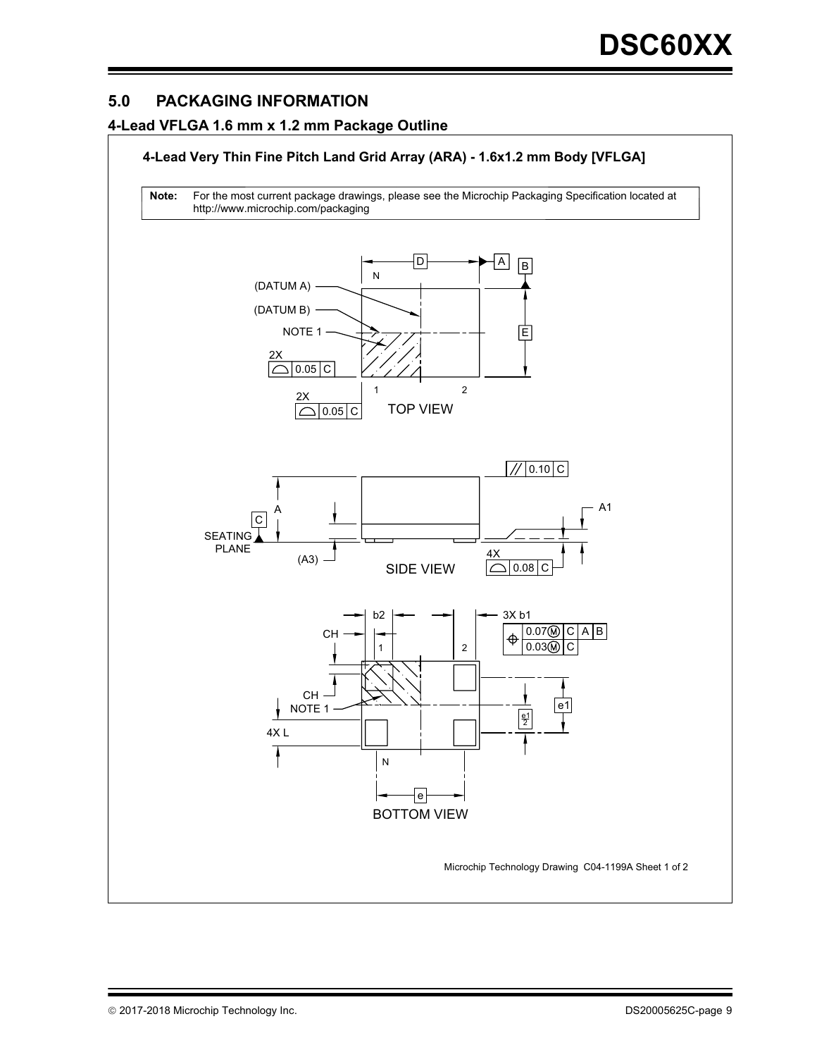## 5.0 PACKAGING INFORMATION

### 4-Lead VFLGA 1.6 mm x 1.2 mm Package Outline

**4-Lead Very Thin Fine Pitch Land Grid Array (ARA) - 1.6x1.2 mm Body [VFLGA]**

**Note:** For the most current package drawings, please see the Microchip Packaging Specification located at http://www.microchip.com/packaging

D, A, B, N, (DATUM A), (DATUM B), NOTE 1, E, 2X 0.05 C, 2X 0.05 C, 1, 2

TOP VIEW

0.10 C, A, C, SEATING PLANE, (A3), A1, 4X 0.08 C

SIDE VIEW

b2, 3X b1, CH, 0.07 (M) C A B, 0.03 (M) C, 1, 2, CH, NOTE 1, e1, e1/2, 4X L, N, e

BOTTOM VIEW

Microchip Technology Drawing C04-1199A Sheet 1 of 2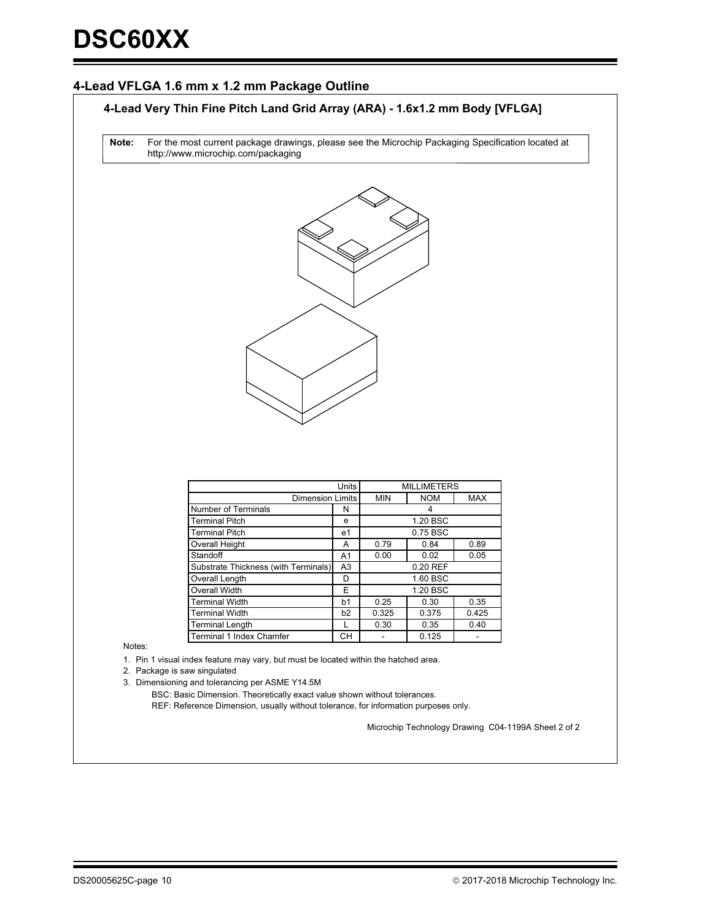## 4-Lead VFLGA 1.6 mm x 1.2 mm Package Outline

### 4-Lead Very Thin Fine Pitch Land Grid Array (ARA) - 1.6x1.2 mm Body [VFLGA]

**Note:** For the most current package drawings, please see the Microchip Packaging Specification located at http://www.microchip.com/packaging

| Units | | MILLIMETERS | | |
|---|---|---|---|---|
| Dimension Limits | | MIN | NOM | MAX |
| Number of Terminals | N | | 4 | |
| Terminal Pitch | e | | 1.20 BSC | |
| Terminal Pitch | e1 | | 0.75 BSC | |
| Overall Height | A | 0.79 | 0.84 | 0.89 |
| Standoff | A1 | 0.00 | 0.02 | 0.05 |
| Substrate Thickness (with Terminals) | A3 | | 0.20 REF | |
| Overall Length | D | | 1.60 BSC | |
| Overall Width | E | | 1.20 BSC | |
| Terminal Width | b1 | 0.25 | 0.30 | 0.35 |
| Terminal Width | b2 | 0.325 | 0.375 | 0.425 |
| Terminal Length | L | 0.30 | 0.35 | 0.40 |
| Terminal 1 Index Chamfer | CH | - | 0.125 | - |

Notes:

1. Pin 1 visual index feature may vary, but must be located within the hatched area.
2. Package is saw singulated
3. Dimensioning and tolerancing per ASME Y14.5M

   BSC: Basic Dimension. Theoretically exact value shown without tolerances.

   REF: Reference Dimension, usually without tolerance, for information purposes only.

Microchip Technology Drawing C04-1199A Sheet 2 of 2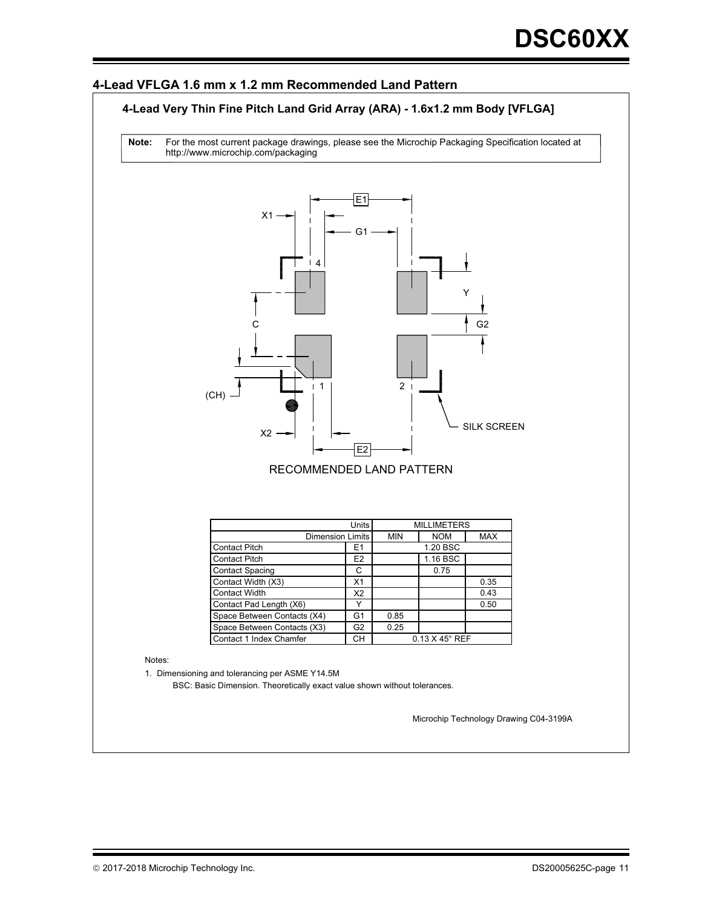## 4-Lead VFLGA 1.6 mm x 1.2 mm Recommended Land Pattern

### 4-Lead Very Thin Fine Pitch Land Grid Array (ARA) - 1.6x1.2 mm Body [VFLGA]

**Note:** For the most current package drawings, please see the Microchip Packaging Specification located at http://www.microchip.com/packaging

RECOMMENDED LAND PATTERN

| Units | | MILLIMETERS | | |
|---|---|---|---|---|
| Dimension Limits | | MIN | NOM | MAX |
| Contact Pitch | E1 | | 1.20 BSC | |
| Contact Pitch | E2 | | 1.16 BSC | |
| Contact Spacing | C | | 0.75 | |
| Contact Width (X3) | X1 | | | 0.35 |
| Contact Width | X2 | | | 0.43 |
| Contact Pad Length (X6) | Y | | | 0.50 |
| Space Between Contacts (X4) | G1 | 0.85 | | |
| Space Between Contacts (X3) | G2 | 0.25 | | |
| Contact 1 Index Chamfer | CH | | 0.13 X 45° REF | |

Notes:

1. Dimensioning and tolerancing per ASME Y14.5M

   BSC: Basic Dimension. Theoretically exact value shown without tolerances.

Microchip Technology Drawing C04-3199A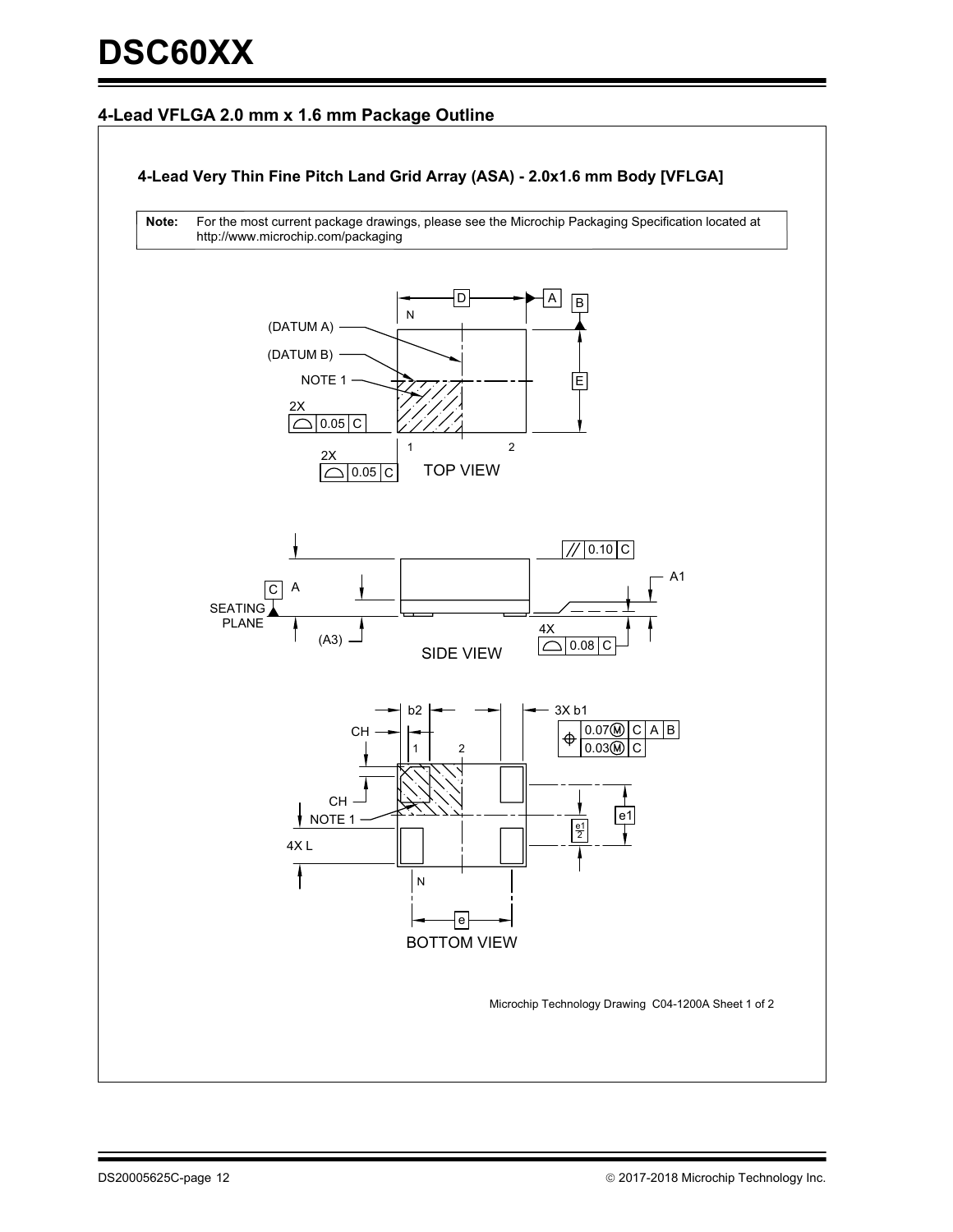## 4-Lead VFLGA 2.0 mm x 1.6 mm Package Outline

### 4-Lead Very Thin Fine Pitch Land Grid Array (ASA) - 2.0x1.6 mm Body [VFLGA]

| Note: | For the most current package drawings, please see the Microchip Packaging Specification located at http://www.microchip.com/packaging |
|---|---|

D A B N (DATUM A) (DATUM B) NOTE 1 E 2X 0.05 C 1 2 2X 0.05 C

TOP VIEW

// 0.10 C A1 C A SEATING PLANE (A3) 4X 0.08 C

SIDE VIEW

b2 3X b1 CH 0.07Ⓜ C A B 0.03Ⓜ C 1 2 CH NOTE 1 e1 e1/2 4X L N e

BOTTOM VIEW

Microchip Technology Drawing C04-1200A Sheet 1 of 2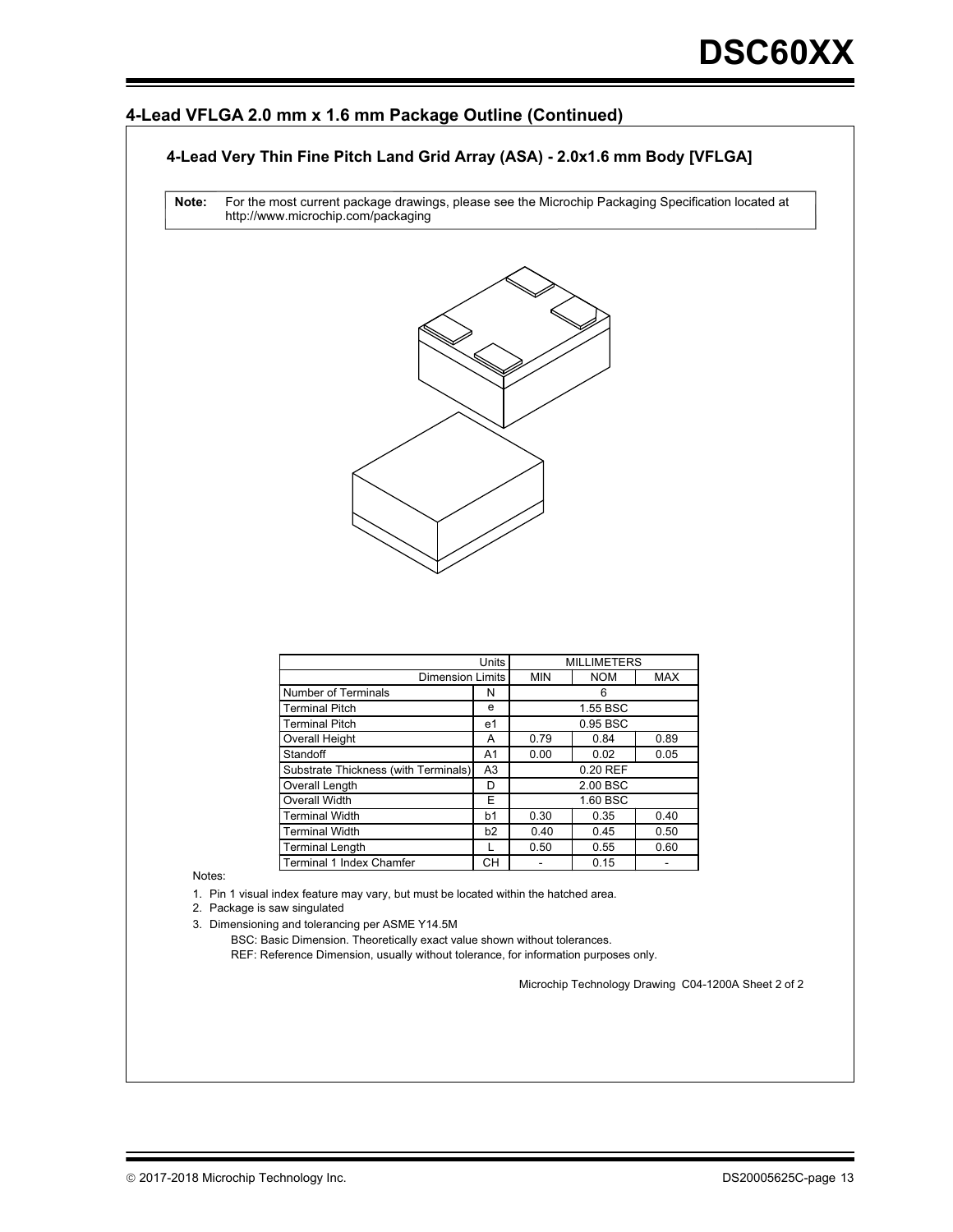## 4-Lead VFLGA 2.0 mm x 1.6 mm Package Outline (Continued)

### 4-Lead Very Thin Fine Pitch Land Grid Array (ASA) - 2.0x1.6 mm Body [VFLGA]

**Note:** For the most current package drawings, please see the Microchip Packaging Specification located at http://www.microchip.com/packaging

| Units | | MILLIMETERS | | |
|---|---|---|---|---|
| Dimension Limits | | MIN | NOM | MAX |
| Number of Terminals | N | | 6 | |
| Terminal Pitch | e | | 1.55 BSC | |
| Terminal Pitch | e1 | | 0.95 BSC | |
| Overall Height | A | 0.79 | 0.84 | 0.89 |
| Standoff | A1 | 0.00 | 0.02 | 0.05 |
| Substrate Thickness (with Terminals) | A3 | | 0.20 REF | |
| Overall Length | D | | 2.00 BSC | |
| Overall Width | E | | 1.60 BSC | |
| Terminal Width | b1 | 0.30 | 0.35 | 0.40 |
| Terminal Width | b2 | 0.40 | 0.45 | 0.50 |
| Terminal Length | L | 0.50 | 0.55 | 0.60 |
| Terminal 1 Index Chamfer | CH | - | 0.15 | - |

Notes:

1. Pin 1 visual index feature may vary, but must be located within the hatched area.
2. Package is saw singulated
3. Dimensioning and tolerancing per ASME Y14.5M

   BSC: Basic Dimension. Theoretically exact value shown without tolerances.

   REF: Reference Dimension, usually without tolerance, for information purposes only.

Microchip Technology Drawing C04-1200A Sheet 2 of 2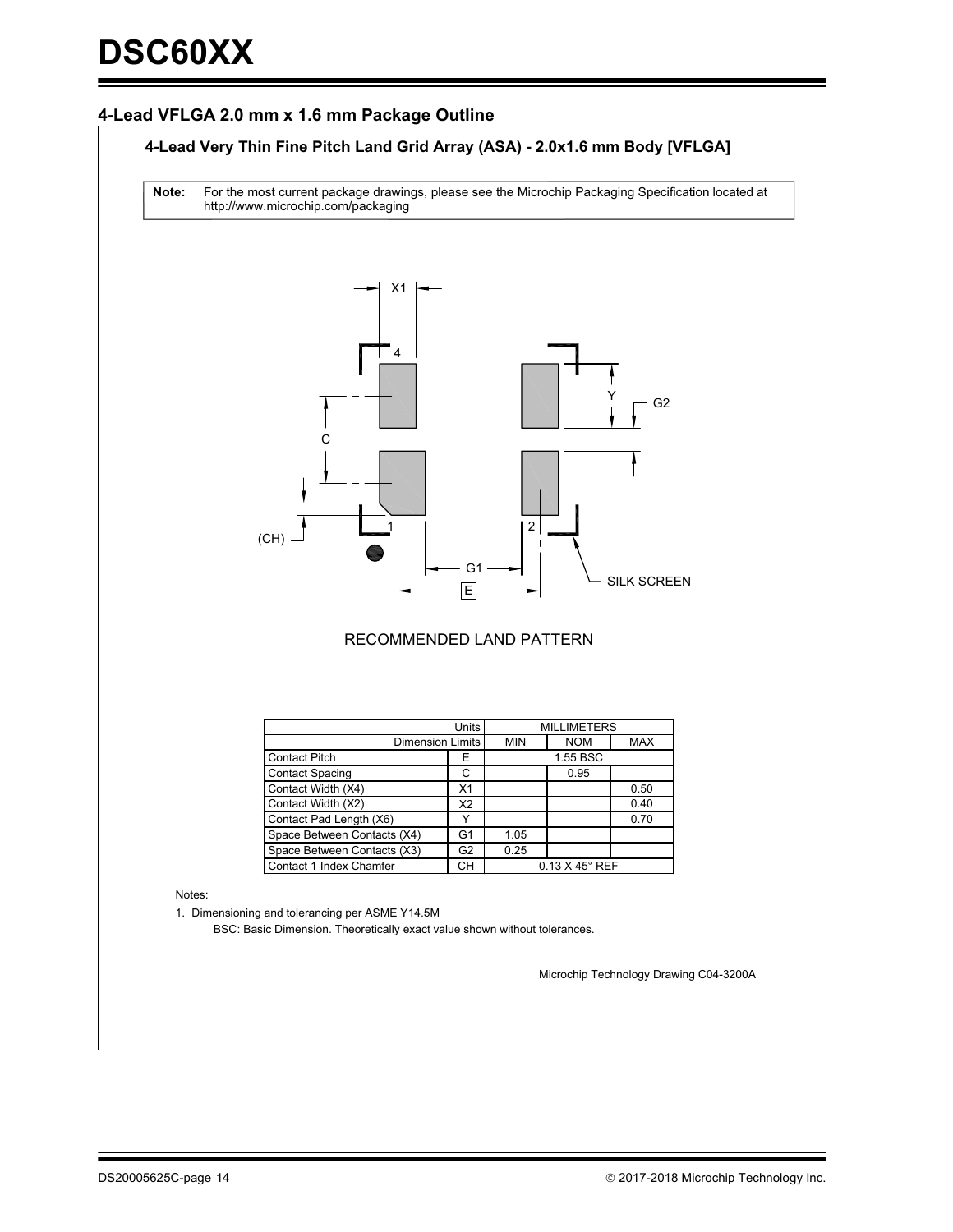## 4-Lead VFLGA 2.0 mm x 1.6 mm Package Outline

### 4-Lead Very Thin Fine Pitch Land Grid Array (ASA) - 2.0x1.6 mm Body [VFLGA]

**Note:** For the most current package drawings, please see the Microchip Packaging Specification located at http://www.microchip.com/packaging

X1

4

Y G2

C

1 2

(CH)

G1

E

SILK SCREEN

RECOMMENDED LAND PATTERN

| | Units | MILLIMETERS | | |
|---|---|---|---|---|
| Dimension Limits | | MIN | NOM | MAX |
| Contact Pitch | E | 1.55 BSC | | |
| Contact Spacing | C | | 0.95 | |
| Contact Width (X4) | X1 | | | 0.50 |
| Contact Width (X2) | X2 | | | 0.40 |
| Contact Pad Length (X6) | Y | | | 0.70 |
| Space Between Contacts (X4) | G1 | 1.05 | | |
| Space Between Contacts (X3) | G2 | 0.25 | | |
| Contact 1 Index Chamfer | CH | 0.13 X 45° REF | | |

Notes:

1. Dimensioning and tolerancing per ASME Y14.5M
   BSC: Basic Dimension. Theoretically exact value shown without tolerances.

Microchip Technology Drawing C04-3200A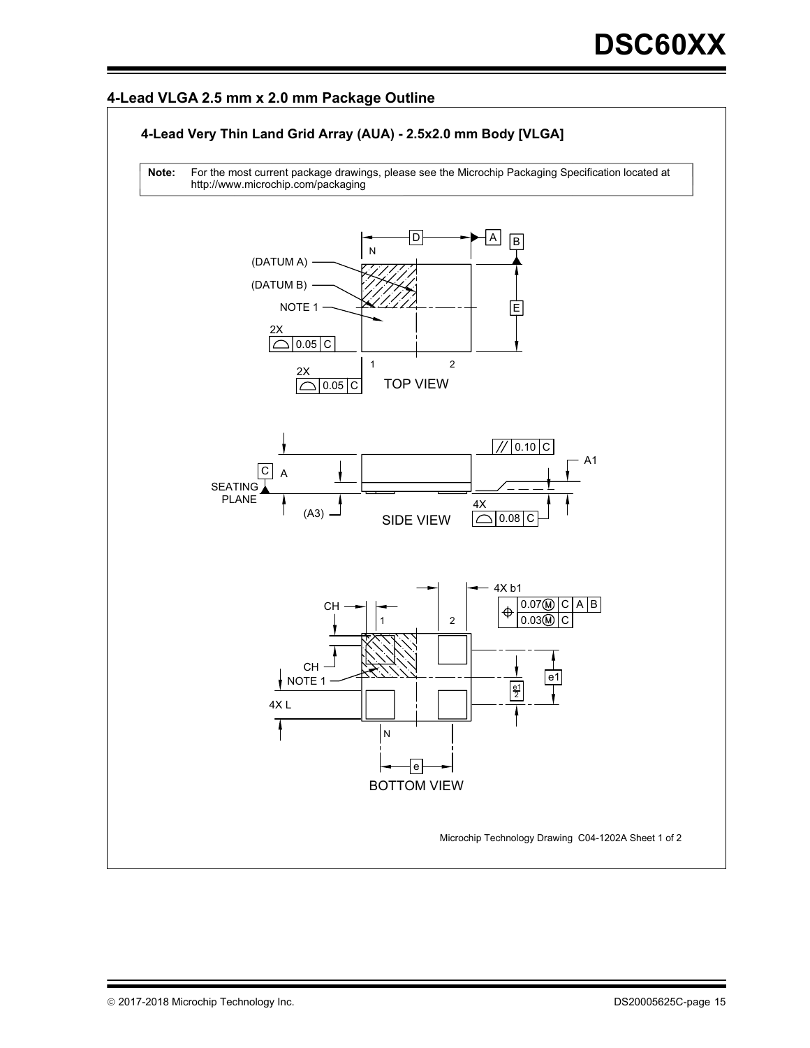## 4-Lead VLGA 2.5 mm x 2.0 mm Package Outline

### 4-Lead Very Thin Land Grid Array (AUA) - 2.5x2.0 mm Body [VLGA]

**Note:** For the most current package drawings, please see the Microchip Packaging Specification located at http://www.microchip.com/packaging

D A B N (DATUM A) (DATUM B) NOTE 1 E 2X 0.05 C 1 2 2X 0.05 C TOP VIEW

0.10 C A1 C A SEATING PLANE (A3) SIDE VIEW 4X 0.08 C

4X b1 0.07Ⓜ C A B 0.03Ⓜ C CH 1 2 CH NOTE 1 e1 e1/2 4X L N e BOTTOM VIEW

Microchip Technology Drawing C04-1202A Sheet 1 of 2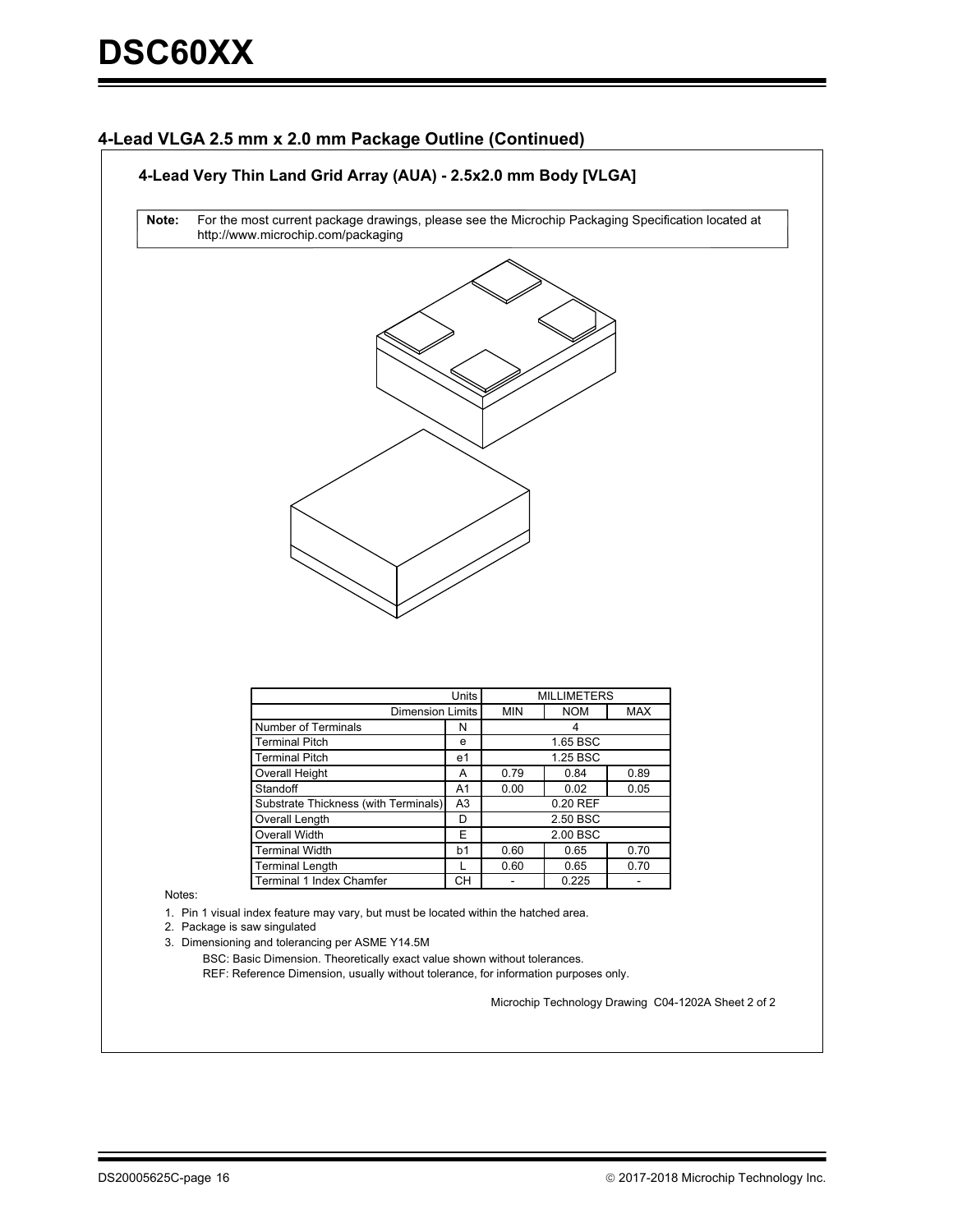## 4-Lead VLGA 2.5 mm x 2.0 mm Package Outline (Continued)

### 4-Lead Very Thin Land Grid Array (AUA) - 2.5x2.0 mm Body [VLGA]

**Note:** For the most current package drawings, please see the Microchip Packaging Specification located at http://www.microchip.com/packaging

| Units | | MILLIMETERS | | |
|---|---|---|---|---|
| Dimension Limits | | MIN | NOM | MAX |
| Number of Terminals | N | | 4 | |
| Terminal Pitch | e | | 1.65 BSC | |
| Terminal Pitch | e1 | | 1.25 BSC | |
| Overall Height | A | 0.79 | 0.84 | 0.89 |
| Standoff | A1 | 0.00 | 0.02 | 0.05 |
| Substrate Thickness (with Terminals) | A3 | | 0.20 REF | |
| Overall Length | D | | 2.50 BSC | |
| Overall Width | E | | 2.00 BSC | |
| Terminal Width | b1 | 0.60 | 0.65 | 0.70 |
| Terminal Length | L | 0.60 | 0.65 | 0.70 |
| Terminal 1 Index Chamfer | CH | - | 0.225 | - |

Notes:

1. Pin 1 visual index feature may vary, but must be located within the hatched area.
2. Package is saw singulated
3. Dimensioning and tolerancing per ASME Y14.5M

   BSC: Basic Dimension. Theoretically exact value shown without tolerances.

   REF: Reference Dimension, usually without tolerance, for information purposes only.

Microchip Technology Drawing C04-1202A Sheet 2 of 2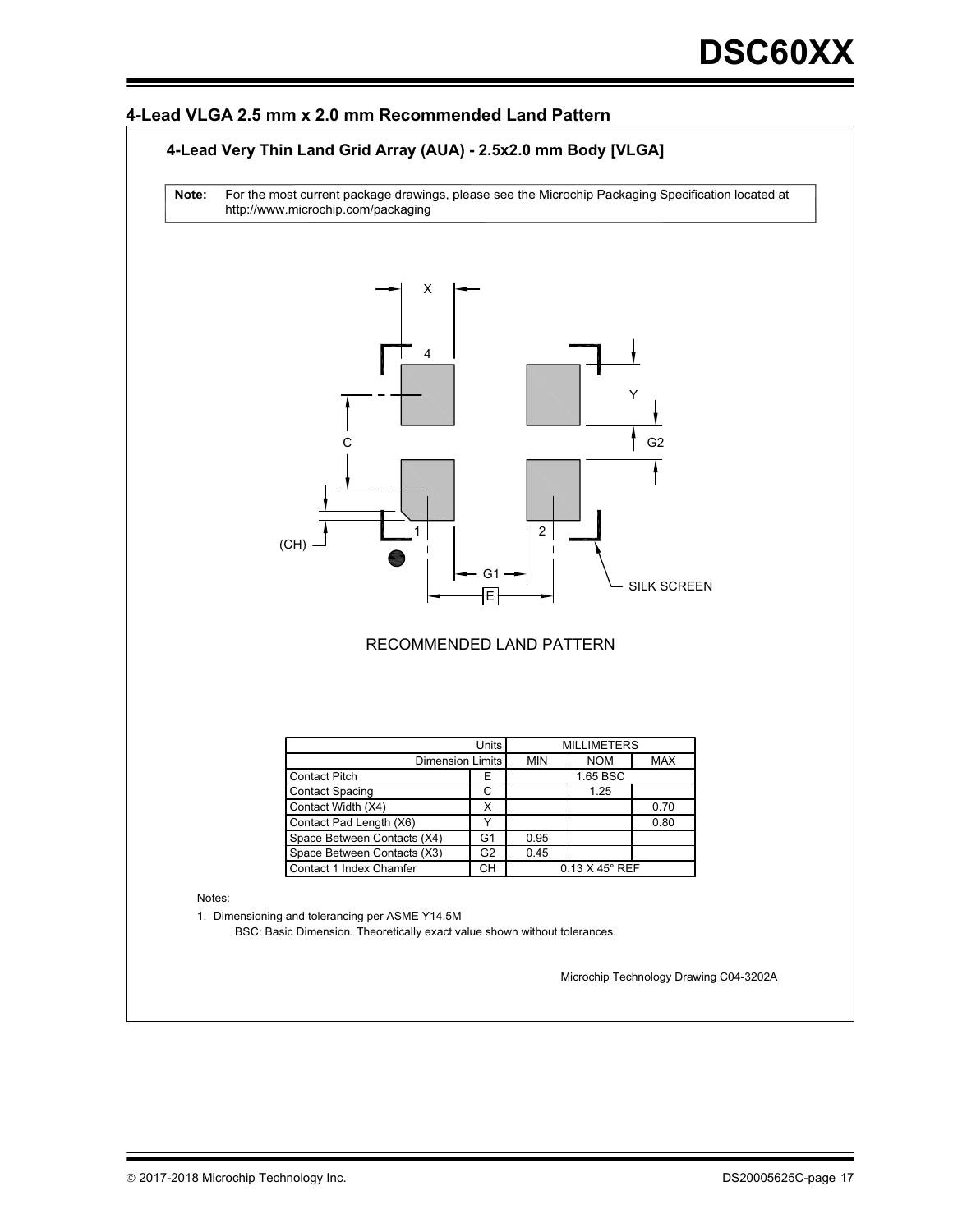## 4-Lead VLGA 2.5 mm x 2.0 mm Recommended Land Pattern

### 4-Lead Very Thin Land Grid Array (AUA) - 2.5x2.0 mm Body [VLGA]

**Note:** For the most current package drawings, please see the Microchip Packaging Specification located at http://www.microchip.com/packaging

RECOMMENDED LAND PATTERN

| Units | | MILLIMETERS | | |
|---|---|---|---|---|
| Dimension Limits | | MIN | NOM | MAX |
| Contact Pitch | E | | 1.65 BSC | |
| Contact Spacing | C | | 1.25 | |
| Contact Width (X4) | X | | | 0.70 |
| Contact Pad Length (X6) | Y | | | 0.80 |
| Space Between Contacts (X4) | G1 | 0.95 | | |
| Space Between Contacts (X3) | G2 | 0.45 | | |
| Contact 1 Index Chamfer | CH | | 0.13 X 45° REF | |

Notes:

1. Dimensioning and tolerancing per ASME Y14.5M
   BSC: Basic Dimension. Theoretically exact value shown without tolerances.

Microchip Technology Drawing C04-3202A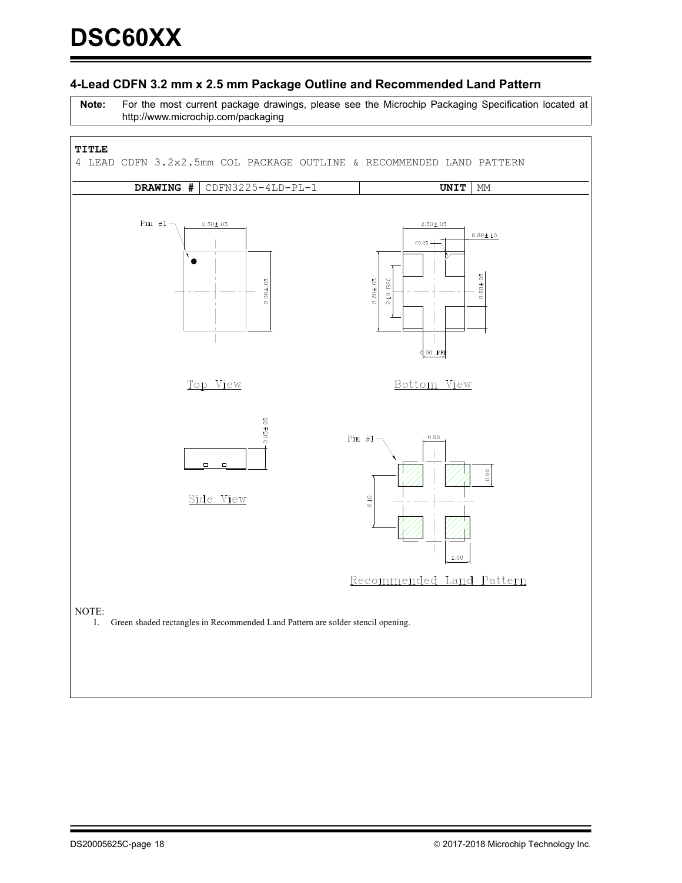## 4-Lead CDFN 3.2 mm x 2.5 mm Package Outline and Recommended Land Pattern

| **Note:** | For the most current package drawings, please see the Microchip Packaging Specification located at http://www.microchip.com/packaging |
|---|---|

**TITLE**

4 LEAD CDFN 3.2x2.5mm COL PACKAGE OUTLINE & RECOMMENDED LAND PATTERN

| **DRAWING #** | CDFN3225-4LD-PL-1 | **UNIT** | MM |
|---|---|---|---|

Pin #1 2.50±.05 3.20±.05

Top View

2.50±.05 0.80±.10 C0.25 3.20±.05 2.10 BSC 0.90±.05 0.90 REF

Bottom View

0.85±.05

Side View

Pin #1 0.90 0.90 2.10 1.00

Recommended Land Pattern

NOTE:

1. Green shaded rectangles in Recommended Land Pattern are solder stencil opening.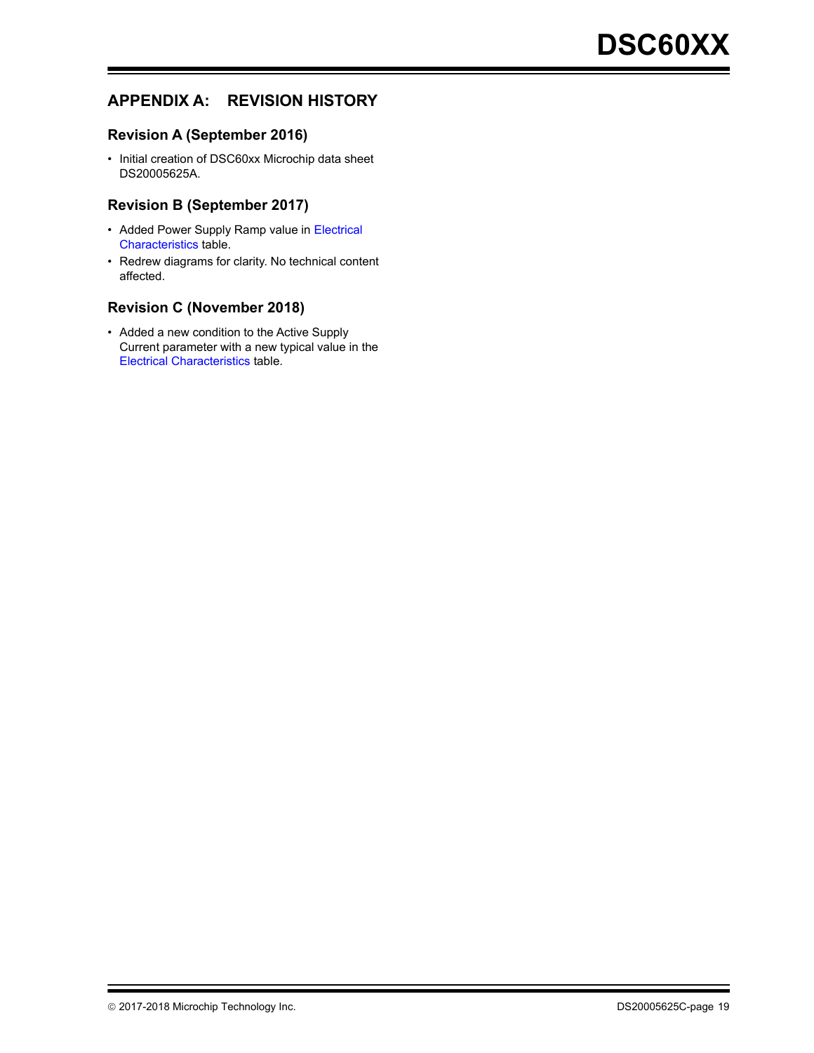## APPENDIX A: REVISION HISTORY

### Revision A (September 2016)

- Initial creation of DSC60xx Microchip data sheet DS20005625A.

### Revision B (September 2017)

- Added Power Supply Ramp value in Electrical Characteristics table.
- Redrew diagrams for clarity. No technical content affected.

### Revision C (November 2018)

- Added a new condition to the Active Supply Current parameter with a new typical value in the Electrical Characteristics table.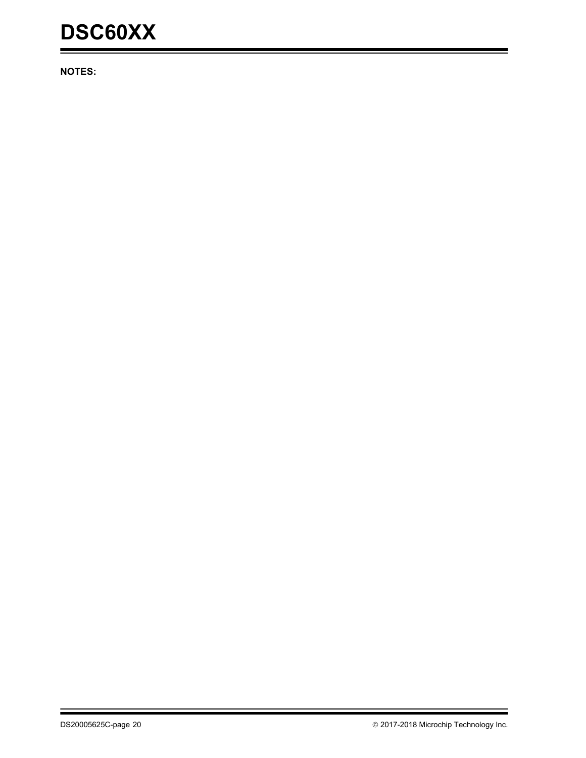**NOTES:**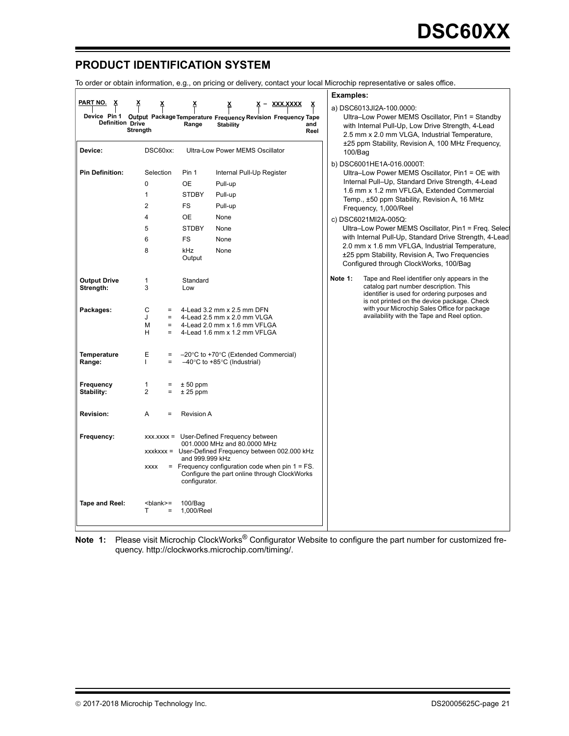## PRODUCT IDENTIFICATION SYSTEM

To order or obtain information, e.g., on pricing or delivery, contact your local Microchip representative or sales office.

```
PART NO.   X        X        X         X            X         X  –  XXX.XXXX   X
 Device  Pin 1   Output   Package  Temperature  Frequency  Revision  Frequency  Tape
       Definition Drive               Range      Stability                      and
                 Strength                                                       Reel
```

| | | | |
|---|---|---|---|
| **Device:** | DSC60xx: | Ultra-Low Power MEMS Oscillator | |
| **Pin Definition:** | Selection | Pin 1 | Internal Pull-Up Register |
| | 0 | OE | Pull-up |
| | 1 | STDBY | Pull-up |
| | 2 | FS | Pull-up |
| | 4 | OE | None |
| | 5 | STDBY | None |
| | 6 | FS | None |
| | 8 | kHz Output | None |
| **Output Drive Strength:** | 1 | Standard | |
| | 3 | Low | |
| **Packages:** | C = | 4-Lead 3.2 mm x 2.5 mm DFN | |
| | J = | 4-Lead 2.5 mm x 2.0 mm VLGA | |
| | M = | 4-Lead 2.0 mm x 1.6 mm VFLGA | |
| | H = | 4-Lead 1.6 mm x 1.2 mm VFLGA | |
| **Temperature Range:** | E = | –20°C to +70°C (Extended Commercial) | |
| | I = | –40°C to +85°C (Industrial) | |
| **Frequency Stability:** | 1 = | ± 50 ppm | |
| | 2 = | ± 25 ppm | |
| **Revision:** | A = | Revision A | |
| **Frequency:** | xxx.xxxx = | User-Defined Frequency between 001.0000 MHz and 80.0000 MHz | |
| | xxxkxxx = | User-Defined Frequency between 002.000 kHz and 999.999 kHz | |
| | xxxx = | Frequency configuration code when pin 1 = FS. Configure the part online through ClockWorks configurator. | |
| **Tape and Reel:** | <blank>= | 100/Bag | |
| | T = | 1,000/Reel | |

**Examples:**

a) DSC6013JI2A-100.0000:
Ultra–Low Power MEMS Oscillator, Pin1 = Standby with Internal Pull-Up, Low Drive Strength, 4-Lead 2.5 mm x 2.0 mm VLGA, Industrial Temperature, ±25 ppm Stability, Revision A, 100 MHz Frequency, 100/Bag

b) DSC6001HE1A-016.0000T:
Ultra–Low Power MEMS Oscillator, Pin1 = OE with Internal Pull–Up, Standard Drive Strength, 4-Lead 1.6 mm x 1.2 mm VFLGA, Extended Commercial Temp., ±50 ppm Stability, Revision A, 16 MHz Frequency, 1,000/Reel

c) DSC6021MI2A-005Q:
Ultra–Low Power MEMS Oscillator, Pin1 = Freq. Select with Internal Pull-Up, Standard Drive Strength, 4-Lead 2.0 mm x 1.6 mm VFLGA, Industrial Temperature, ±25 ppm Stability, Revision A, Two Frequencies Configured through ClockWorks, 100/Bag

**Note 1:** Tape and Reel identifier only appears in the catalog part number description. This identifier is used for ordering purposes and is not printed on the device package. Check with your Microchip Sales Office for package availability with the Tape and Reel option.

**Note 1:** Please visit Microchip ClockWorks® Configurator Website to configure the part number for customized frequency. http://clockworks.microchip.com/timing/.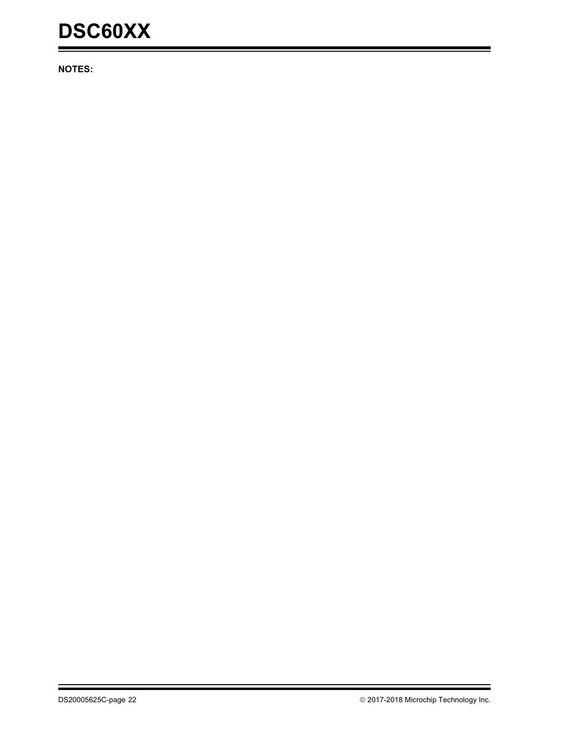**NOTES:**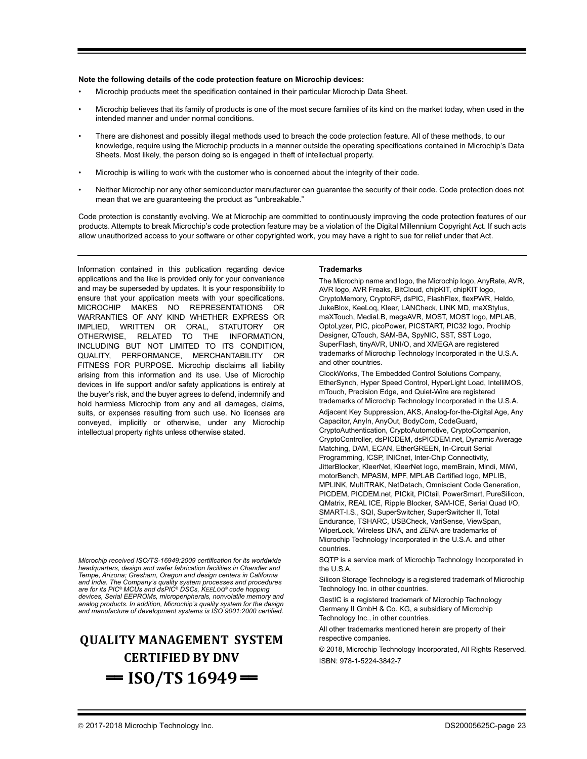**Note the following details of the code protection feature on Microchip devices:**

- Microchip products meet the specification contained in their particular Microchip Data Sheet.
- Microchip believes that its family of products is one of the most secure families of its kind on the market today, when used in the intended manner and under normal conditions.
- There are dishonest and possibly illegal methods used to breach the code protection feature. All of these methods, to our knowledge, require using the Microchip products in a manner outside the operating specifications contained in Microchip's Data Sheets. Most likely, the person doing so is engaged in theft of intellectual property.
- Microchip is willing to work with the customer who is concerned about the integrity of their code.
- Neither Microchip nor any other semiconductor manufacturer can guarantee the security of their code. Code protection does not mean that we are guaranteeing the product as "unbreakable."

Code protection is constantly evolving. We at Microchip are committed to continuously improving the code protection features of our products. Attempts to break Microchip's code protection feature may be a violation of the Digital Millennium Copyright Act. If such acts allow unauthorized access to your software or other copyrighted work, you may have a right to sue for relief under that Act.

Information contained in this publication regarding device applications and the like is provided only for your convenience and may be superseded by updates. It is your responsibility to ensure that your application meets with your specifications. MICROCHIP MAKES NO REPRESENTATIONS OR WARRANTIES OF ANY KIND WHETHER EXPRESS OR IMPLIED, WRITTEN OR ORAL, STATUTORY OR OTHERWISE, RELATED TO THE INFORMATION, INCLUDING BUT NOT LIMITED TO ITS CONDITION, QUALITY, PERFORMANCE, MERCHANTABILITY OR FITNESS FOR PURPOSE**.** Microchip disclaims all liability arising from this information and its use. Use of Microchip devices in life support and/or safety applications is entirely at the buyer's risk, and the buyer agrees to defend, indemnify and hold harmless Microchip from any and all damages, claims, suits, or expenses resulting from such use. No licenses are conveyed, implicitly or otherwise, under any Microchip intellectual property rights unless otherwise stated.

*Microchip received ISO/TS-16949:2009 certification for its worldwide headquarters, design and wafer fabrication facilities in Chandler and Tempe, Arizona; Gresham, Oregon and design centers in California and India. The Company's quality system processes and procedures are for its PIC® MCUs and dsPIC® DSCs, KEELOQ® code hopping devices, Serial EEPROMs, microperipherals, nonvolatile memory and analog products. In addition, Microchip's quality system for the design and manufacture of development systems is ISO 9001:2000 certified.*

**QUALITY MANAGEMENT SYSTEM CERTIFIED BY DNV**

**== ISO/TS 16949 ==**

**Trademarks**

The Microchip name and logo, the Microchip logo, AnyRate, AVR, AVR logo, AVR Freaks, BitCloud, chipKIT, chipKIT logo, CryptoMemory, CryptoRF, dsPIC, FlashFlex, flexPWR, Heldo, JukeBlox, KeeLoq, Kleer, LANCheck, LINK MD, maXStylus, maXTouch, MediaLB, megaAVR, MOST, MOST logo, MPLAB, OptoLyzer, PIC, picoPower, PICSTART, PIC32 logo, Prochip Designer, QTouch, SAM-BA, SpyNIC, SST, SST Logo, SuperFlash, tinyAVR, UNI/O, and XMEGA are registered trademarks of Microchip Technology Incorporated in the U.S.A. and other countries.

ClockWorks, The Embedded Control Solutions Company, EtherSynch, Hyper Speed Control, HyperLight Load, IntelliMOS, mTouch, Precision Edge, and Quiet-Wire are registered trademarks of Microchip Technology Incorporated in the U.S.A.

Adjacent Key Suppression, AKS, Analog-for-the-Digital Age, Any Capacitor, AnyIn, AnyOut, BodyCom, CodeGuard, CryptoAuthentication, CryptoAutomotive, CryptoCompanion, CryptoController, dsPICDEM, dsPICDEM.net, Dynamic Average Matching, DAM, ECAN, EtherGREEN, In-Circuit Serial Programming, ICSP, INICnet, Inter-Chip Connectivity, JitterBlocker, KleerNet, KleerNet logo, memBrain, Mindi, MiWi, motorBench, MPASM, MPF, MPLAB Certified logo, MPLIB, MPLINK, MultiTRAK, NetDetach, Omniscient Code Generation, PICDEM, PICDEM.net, PICkit, PICtail, PowerSmart, PureSilicon, QMatrix, REAL ICE, Ripple Blocker, SAM-ICE, Serial Quad I/O, SMART-I.S., SQI, SuperSwitcher, SuperSwitcher II, Total Endurance, TSHARC, USBCheck, VariSense, ViewSpan, WiperLock, Wireless DNA, and ZENA are trademarks of Microchip Technology Incorporated in the U.S.A. and other countries.

SQTP is a service mark of Microchip Technology Incorporated in the U.S.A.

Silicon Storage Technology is a registered trademark of Microchip Technology Inc. in other countries.

GestIC is a registered trademark of Microchip Technology Germany II GmbH & Co. KG, a subsidiary of Microchip Technology Inc., in other countries.

All other trademarks mentioned herein are property of their respective companies.

© 2018, Microchip Technology Incorporated, All Rights Reserved.

ISBN: 978-1-5224-3842-7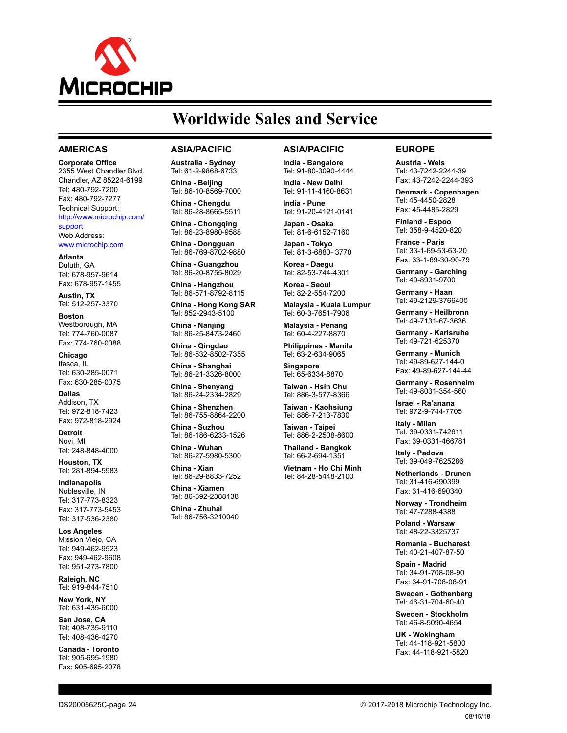# Worldwide Sales and Service

## AMERICAS

**Corporate Office**
2355 West Chandler Blvd.
Chandler, AZ 85224-6199
Tel: 480-792-7200
Fax: 480-792-7277
Technical Support:
http://www.microchip.com/support
Web Address:
www.microchip.com

**Atlanta**
Duluth, GA
Tel: 678-957-9614
Fax: 678-957-1455

**Austin, TX**
Tel: 512-257-3370

**Boston**
Westborough, MA
Tel: 774-760-0087
Fax: 774-760-0088

**Chicago**
Itasca, IL
Tel: 630-285-0071
Fax: 630-285-0075

**Dallas**
Addison, TX
Tel: 972-818-7423
Fax: 972-818-2924

**Detroit**
Novi, MI
Tel: 248-848-4000

**Houston, TX**
Tel: 281-894-5983

**Indianapolis**
Noblesville, IN
Tel: 317-773-8323
Fax: 317-773-5453
Tel: 317-536-2380

**Los Angeles**
Mission Viejo, CA
Tel: 949-462-9523
Fax: 949-462-9608
Tel: 951-273-7800

**Raleigh, NC**
Tel: 919-844-7510

**New York, NY**
Tel: 631-435-6000

**San Jose, CA**
Tel: 408-735-9110
Tel: 408-436-4270

**Canada - Toronto**
Tel: 905-695-1980
Fax: 905-695-2078

## ASIA/PACIFIC

**Australia - Sydney**
Tel: 61-2-9868-6733

**China - Beijing**
Tel: 86-10-8569-7000

**China - Chengdu**
Tel: 86-28-8665-5511

**China - Chongqing**
Tel: 86-23-8980-9588

**China - Dongguan**
Tel: 86-769-8702-9880

**China - Guangzhou**
Tel: 86-20-8755-8029

**China - Hangzhou**
Tel: 86-571-8792-8115

**China - Hong Kong SAR**
Tel: 852-2943-5100

**China - Nanjing**
Tel: 86-25-8473-2460

**China - Qingdao**
Tel: 86-532-8502-7355

**China - Shanghai**
Tel: 86-21-3326-8000

**China - Shenyang**
Tel: 86-24-2334-2829

**China - Shenzhen**
Tel: 86-755-8864-2200

**China - Suzhou**
Tel: 86-186-6233-1526

**China - Wuhan**
Tel: 86-27-5980-5300

**China - Xian**
Tel: 86-29-8833-7252

**China - Xiamen**
Tel: 86-592-2388138

**China - Zhuhai**
Tel: 86-756-3210040

## ASIA/PACIFIC

**India - Bangalore**
Tel: 91-80-3090-4444

**India - New Delhi**
Tel: 91-11-4160-8631

**India - Pune**
Tel: 91-20-4121-0141

**Japan - Osaka**
Tel: 81-6-6152-7160

**Japan - Tokyo**
Tel: 81-3-6880- 3770

**Korea - Daegu**
Tel: 82-53-744-4301

**Korea - Seoul**
Tel: 82-2-554-7200

**Malaysia - Kuala Lumpur**
Tel: 60-3-7651-7906

**Malaysia - Penang**
Tel: 60-4-227-8870

**Philippines - Manila**
Tel: 63-2-634-9065

**Singapore**
Tel: 65-6334-8870

**Taiwan - Hsin Chu**
Tel: 886-3-577-8366

**Taiwan - Kaohsiung**
Tel: 886-7-213-7830

**Taiwan - Taipei**
Tel: 886-2-2508-8600

**Thailand - Bangkok**
Tel: 66-2-694-1351

**Vietnam - Ho Chi Minh**
Tel: 84-28-5448-2100

## EUROPE

**Austria - Wels**
Tel: 43-7242-2244-39
Fax: 43-7242-2244-393

**Denmark - Copenhagen**
Tel: 45-4450-2828
Fax: 45-4485-2829

**Finland - Espoo**
Tel: 358-9-4520-820

**France - Paris**
Tel: 33-1-69-53-63-20
Fax: 33-1-69-30-90-79

**Germany - Garching**
Tel: 49-8931-9700

**Germany - Haan**
Tel: 49-2129-3766400

**Germany - Heilbronn**
Tel: 49-7131-67-3636

**Germany - Karlsruhe**
Tel: 49-721-625370

**Germany - Munich**
Tel: 49-89-627-144-0
Fax: 49-89-627-144-44

**Germany - Rosenheim**
Tel: 49-8031-354-560

**Israel - Ra'anana**
Tel: 972-9-744-7705

**Italy - Milan**
Tel: 39-0331-742611
Fax: 39-0331-466781

**Italy - Padova**
Tel: 39-049-7625286

**Netherlands - Drunen**
Tel: 31-416-690399
Fax: 31-416-690340

**Norway - Trondheim**
Tel: 47-7288-4388

**Poland - Warsaw**
Tel: 48-22-3325737

**Romania - Bucharest**
Tel: 40-21-407-87-50

**Spain - Madrid**
Tel: 34-91-708-08-90
Fax: 34-91-708-08-91

**Sweden - Gothenberg**
Tel: 46-31-704-60-40

**Sweden - Stockholm**
Tel: 46-8-5090-4654

**UK - Wokingham**
Tel: 44-118-921-5800
Fax: 44-118-921-5820

DS20005625C-page 24 © 2017-2018 Microchip Technology Inc.

08/15/18